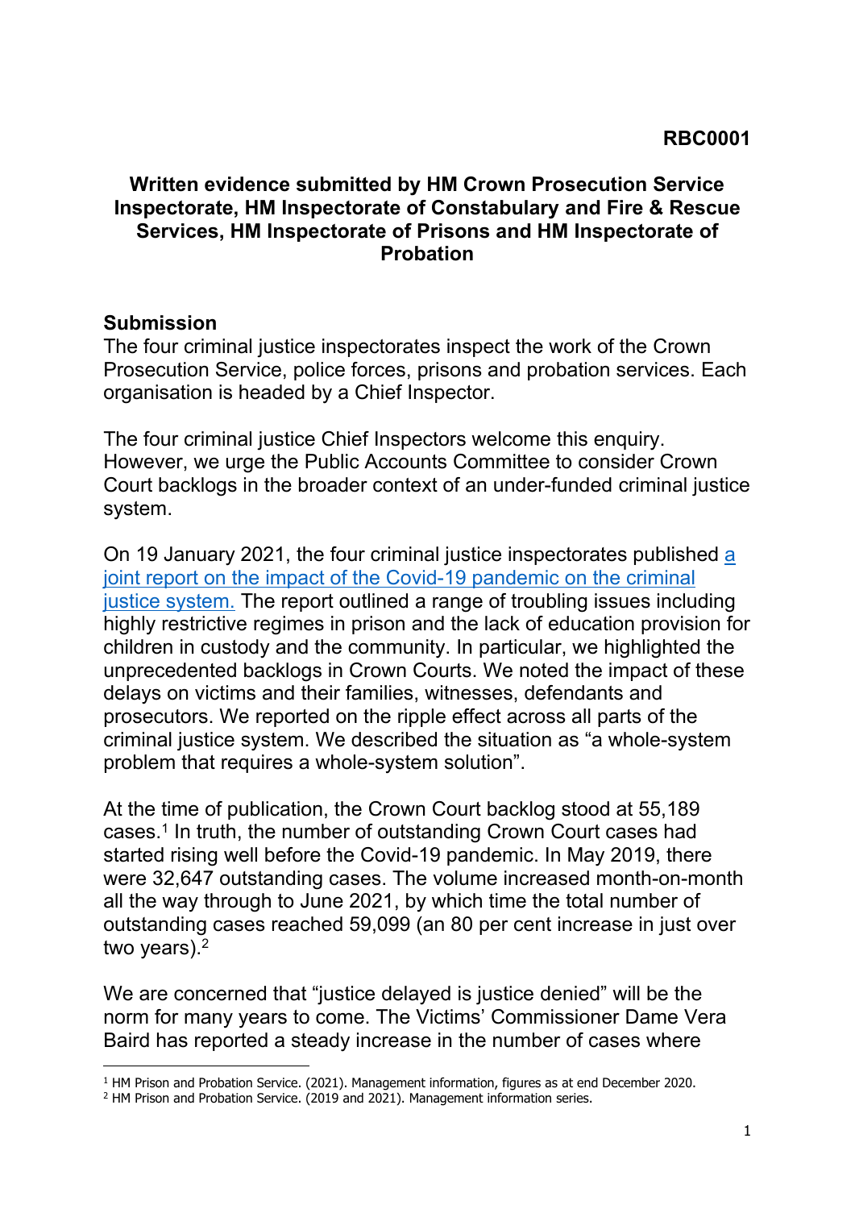**RBC0001**

**Written evidence submitted by HM Crown Prosecution Service Inspectorate, HM Inspectorate of Constabulary and Fire & Rescue Services, HM Inspectorate of Prisons and HM Inspectorate of Probation**

## Submission

The four criminal justice inspectorates inspect the work of the Crown Prosecution Service, police forces, prisons and probation services. Each organisation is headed by a Chief Inspector.

The four criminal justice Chief Inspectors welcome this enquiry. However, we urge the Public Accounts Committee to consider Crown Court backlogs in the broader context of an under-funded criminal justice system.

On 19 January 2021, the four criminal justice inspectorates published [a joint report on the impact of the Covid-19 pandemic on the criminal justice system.](#) The report outlined a range of troubling issues including highly restrictive regimes in prison and the lack of education provision for children in custody and the community. In particular, we highlighted the unprecedented backlogs in Crown Courts. We noted the impact of these delays on victims and their families, witnesses, defendants and prosecutors. We reported on the ripple effect across all parts of the criminal justice system. We described the situation as "a whole-system problem that requires a whole-system solution".

At the time of publication, the Crown Court backlog stood at 55,189 cases.[1] In truth, the number of outstanding Crown Court cases had started rising well before the Covid-19 pandemic. In May 2019, there were 32,647 outstanding cases. The volume increased month-on-month all the way through to June 2021, by which time the total number of outstanding cases reached 59,099 (an 80 per cent increase in just over two years).[2]

We are concerned that "justice delayed is justice denied" will be the norm for many years to come. The Victims' Commissioner Dame Vera Baird has reported a steady increase in the number of cases where

---

[1] HM Prison and Probation Service. (2021). Management information, figures as at end December 2020.

[2] HM Prison and Probation Service. (2019 and 2021). Management information series.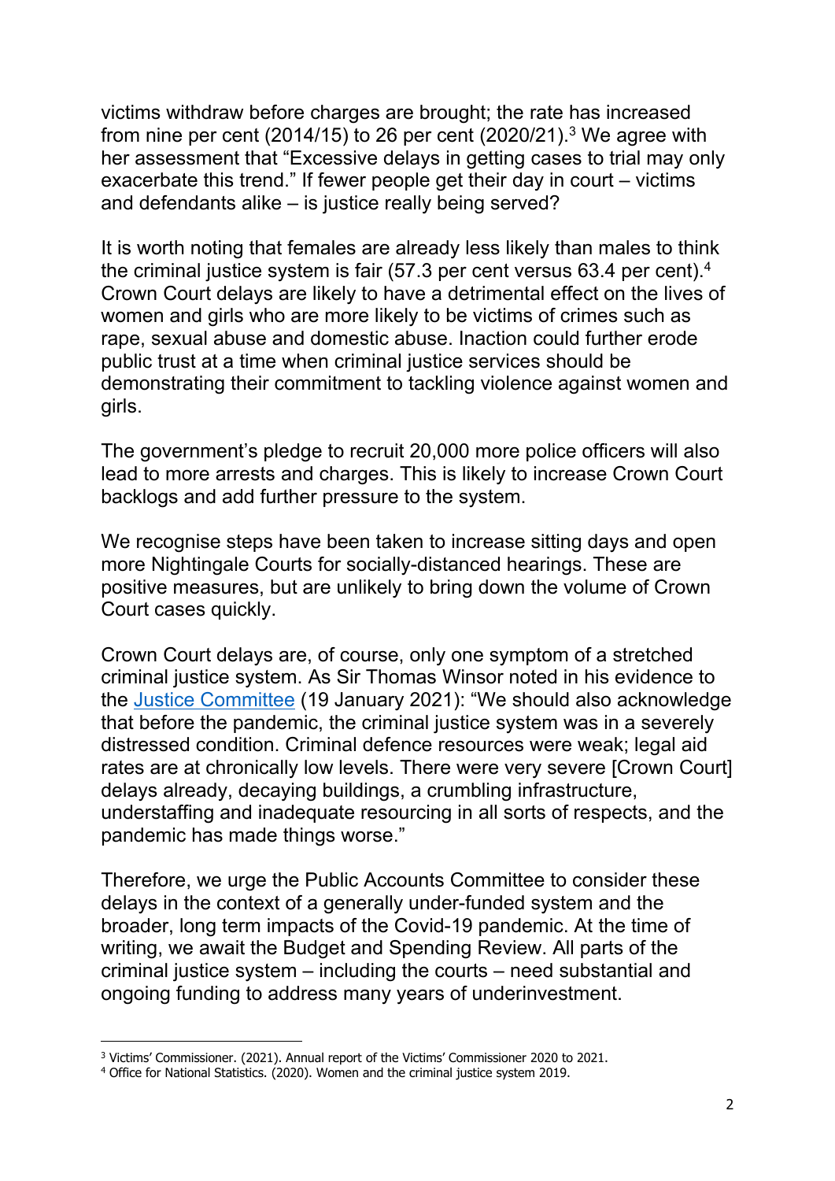victims withdraw before charges are brought; the rate has increased from nine per cent (2014/15) to 26 per cent (2020/21).[3] We agree with her assessment that "Excessive delays in getting cases to trial may only exacerbate this trend." If fewer people get their day in court – victims and defendants alike – is justice really being served?

It is worth noting that females are already less likely than males to think the criminal justice system is fair (57.3 per cent versus 63.4 per cent).[4] Crown Court delays are likely to have a detrimental effect on the lives of women and girls who are more likely to be victims of crimes such as rape, sexual abuse and domestic abuse. Inaction could further erode public trust at a time when criminal justice services should be demonstrating their commitment to tackling violence against women and girls.

The government's pledge to recruit 20,000 more police officers will also lead to more arrests and charges. This is likely to increase Crown Court backlogs and add further pressure to the system.

We recognise steps have been taken to increase sitting days and open more Nightingale Courts for socially-distanced hearings. These are positive measures, but are unlikely to bring down the volume of Crown Court cases quickly.

Crown Court delays are, of course, only one symptom of a stretched criminal justice system. As Sir Thomas Winsor noted in his evidence to the Justice Committee (19 January 2021): "We should also acknowledge that before the pandemic, the criminal justice system was in a severely distressed condition. Criminal defence resources were weak; legal aid rates are at chronically low levels. There were very severe [Crown Court] delays already, decaying buildings, a crumbling infrastructure, understaffing and inadequate resourcing in all sorts of respects, and the pandemic has made things worse."

Therefore, we urge the Public Accounts Committee to consider these delays in the context of a generally under-funded system and the broader, long term impacts of the Covid-19 pandemic. At the time of writing, we await the Budget and Spending Review. All parts of the criminal justice system – including the courts – need substantial and ongoing funding to address many years of underinvestment.

---

[3] Victims' Commissioner. (2021). Annual report of the Victims' Commissioner 2020 to 2021.

[4] Office for National Statistics. (2020). Women and the criminal justice system 2019.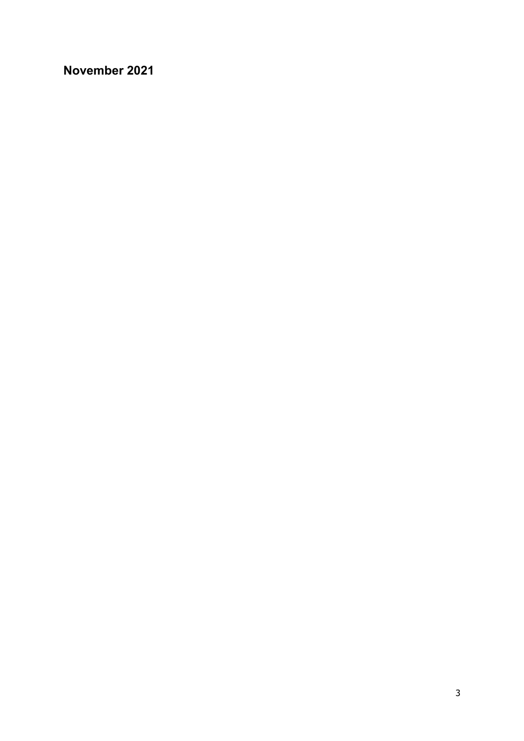**November 2021**